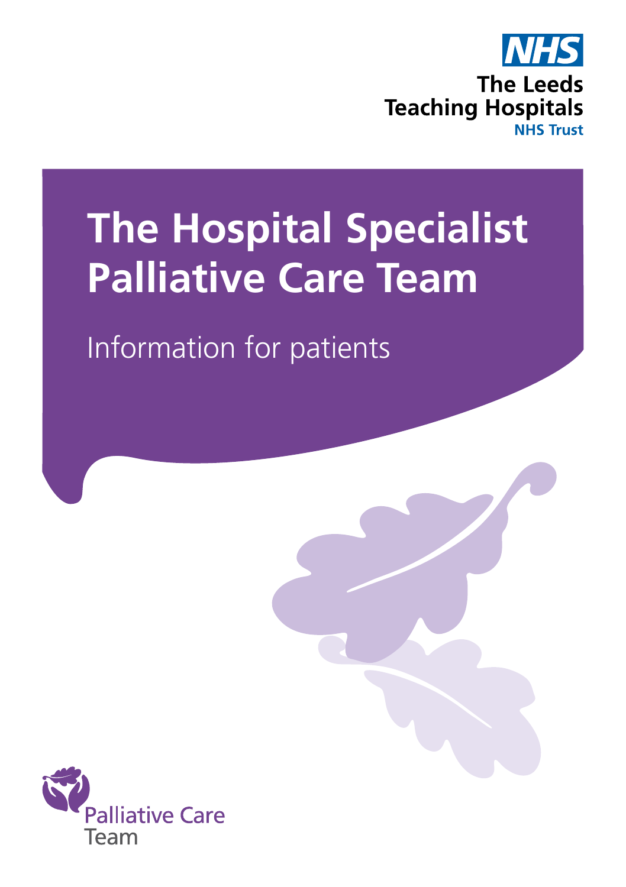NHS

The Leeds Teaching Hospitals

NHS Trust

# The Hospital Specialist Palliative Care Team

## Information for patients

Palliative Care Team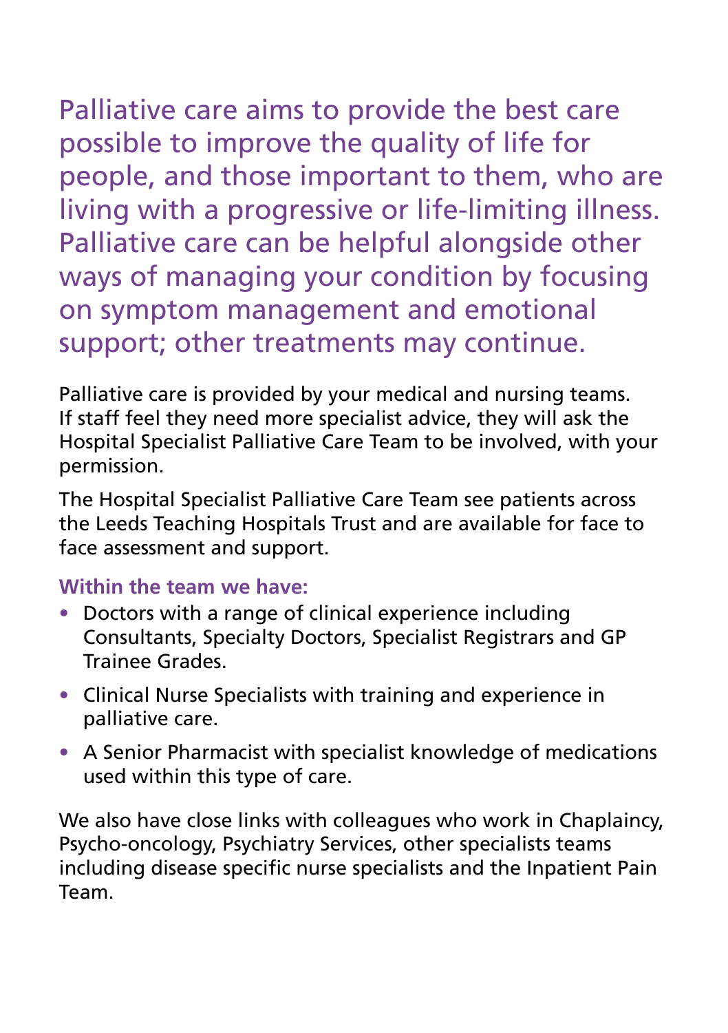Palliative care aims to provide the best care possible to improve the quality of life for people, and those important to them, who are living with a progressive or life-limiting illness. Palliative care can be helpful alongside other ways of managing your condition by focusing on symptom management and emotional support; other treatments may continue.

Palliative care is provided by your medical and nursing teams. If staff feel they need more specialist advice, they will ask the Hospital Specialist Palliative Care Team to be involved, with your permission.

The Hospital Specialist Palliative Care Team see patients across the Leeds Teaching Hospitals Trust and are available for face to face assessment and support.

**Within the team we have:**

- Doctors with a range of clinical experience including Consultants, Specialty Doctors, Specialist Registrars and GP Trainee Grades.
- Clinical Nurse Specialists with training and experience in palliative care.
- A Senior Pharmacist with specialist knowledge of medications used within this type of care.

We also have close links with colleagues who work in Chaplaincy, Psycho-oncology, Psychiatry Services, other specialists teams including disease specific nurse specialists and the Inpatient Pain Team.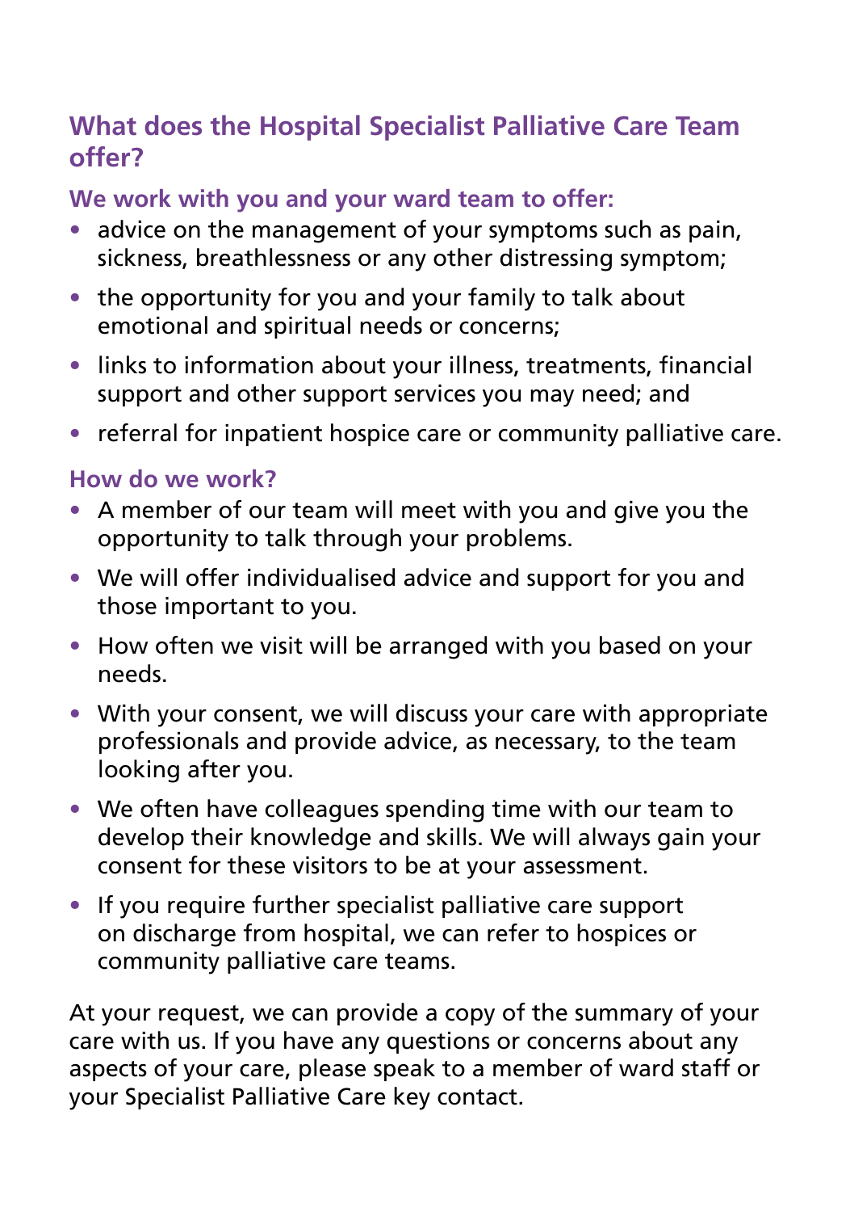## What does the Hospital Specialist Palliative Care Team offer?

### We work with you and your ward team to offer:

- advice on the management of your symptoms such as pain, sickness, breathlessness or any other distressing symptom;
- the opportunity for you and your family to talk about emotional and spiritual needs or concerns;
- links to information about your illness, treatments, financial support and other support services you may need; and
- referral for inpatient hospice care or community palliative care.

### How do we work?

- A member of our team will meet with you and give you the opportunity to talk through your problems.
- We will offer individualised advice and support for you and those important to you.
- How often we visit will be arranged with you based on your needs.
- With your consent, we will discuss your care with appropriate professionals and provide advice, as necessary, to the team looking after you.
- We often have colleagues spending time with our team to develop their knowledge and skills. We will always gain your consent for these visitors to be at your assessment.
- If you require further specialist palliative care support on discharge from hospital, we can refer to hospices or community palliative care teams.

At your request, we can provide a copy of the summary of your care with us. If you have any questions or concerns about any aspects of your care, please speak to a member of ward staff or your Specialist Palliative Care key contact.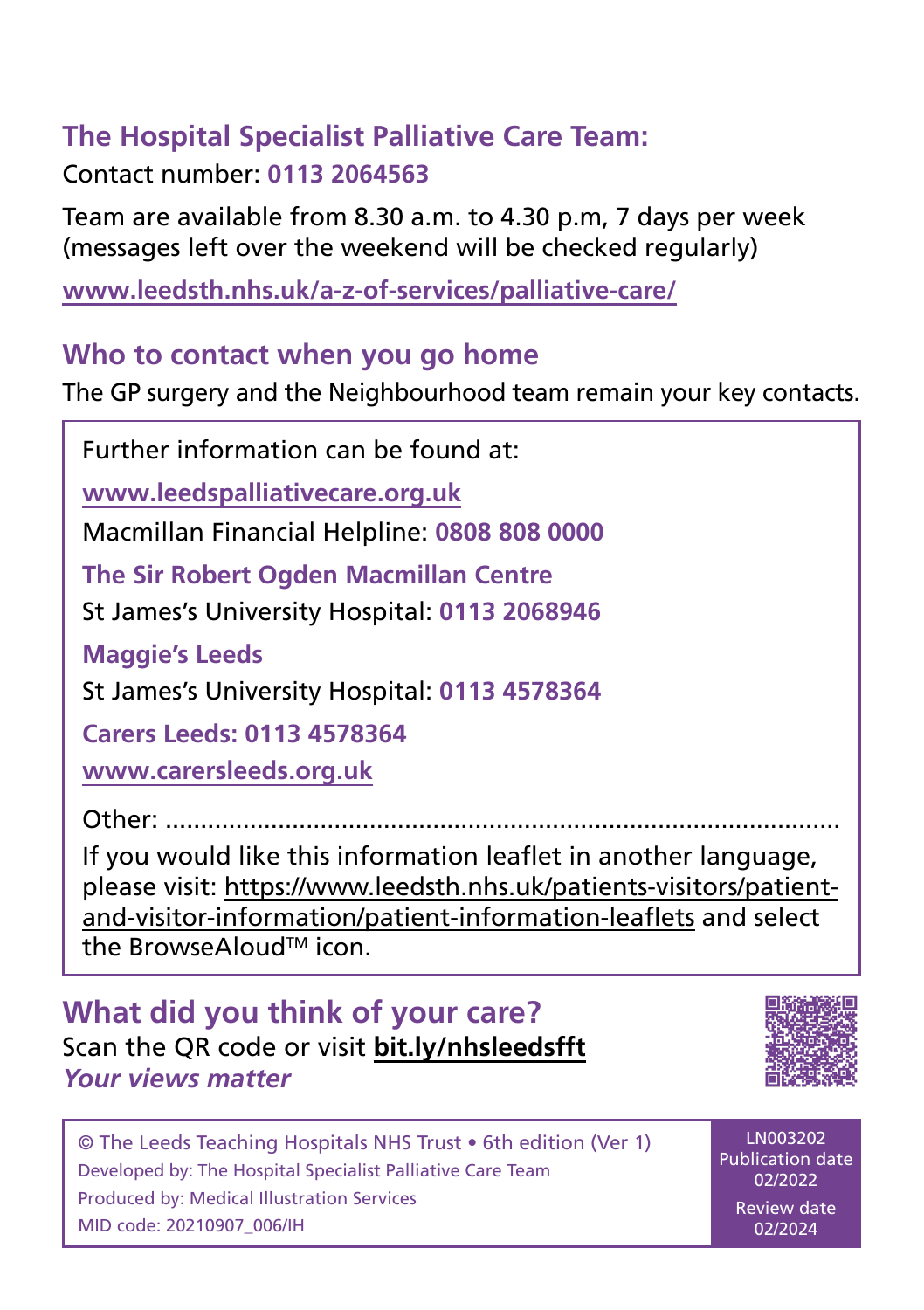## The Hospital Specialist Palliative Care Team:

Contact number: **0113 2064563**

Team are available from 8.30 a.m. to 4.30 p.m, 7 days per week (messages left over the weekend will be checked regularly)

www.leedsth.nhs.uk/a-z-of-services/palliative-care/

## Who to contact when you go home

The GP surgery and the Neighbourhood team remain your key contacts.

Further information can be found at:

www.leedspalliativecare.org.uk

Macmillan Financial Helpline: **0808 808 0000**

**The Sir Robert Ogden Macmillan Centre**

St James's University Hospital: **0113 2068946**

**Maggie's Leeds**

St James's University Hospital: **0113 4578364**

**Carers Leeds: 0113 4578364**

www.carersleeds.org.uk

Other: ........................................................................................

If you would like this information leaflet in another language, please visit: https://www.leedsth.nhs.uk/patients-visitors/patient-and-visitor-information/patient-information-leaflets and select the BrowseAloud™ icon.

## What did you think of your care?

Scan the QR code or visit **bit.ly/nhsleedsfft**

***Your views matter***

© The Leeds Teaching Hospitals NHS Trust • 6th edition (Ver 1)
Developed by: The Hospital Specialist Palliative Care Team
Produced by: Medical Illustration Services
MID code: 20210907_006/IH

LN003202
Publication date 02/2022
Review date 02/2024